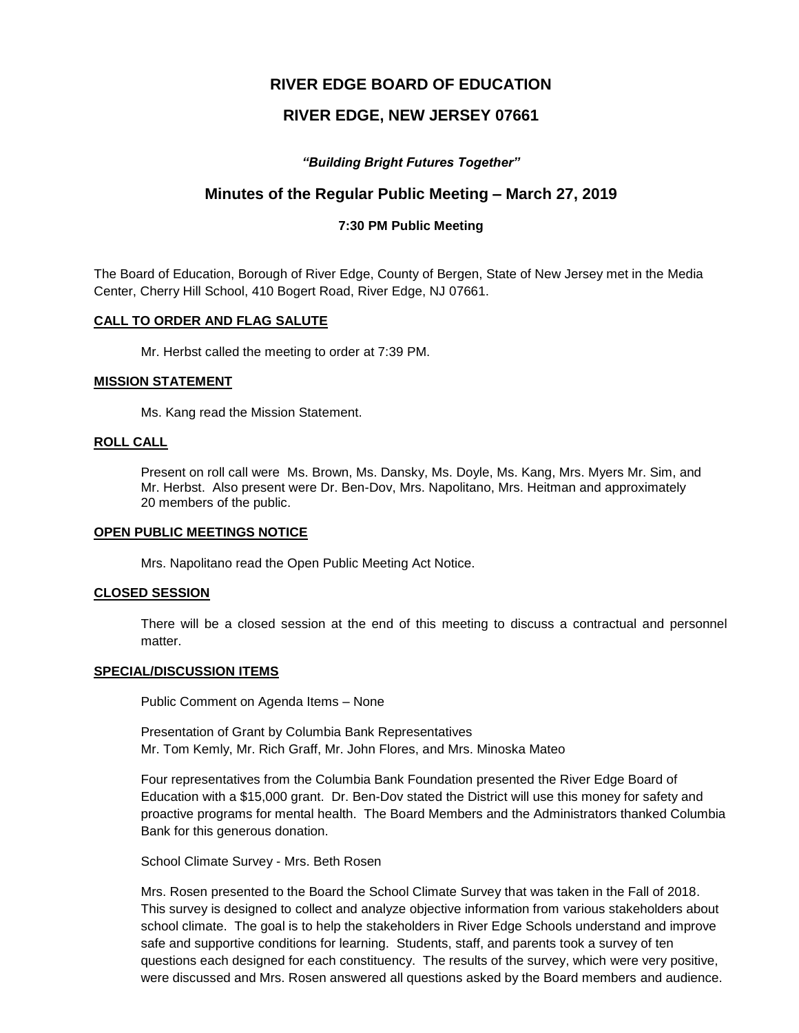# RIVER EDGE BOARD OF EDUCATION

## RIVER EDGE, NEW JERSEY 07661

***"Building Bright Futures Together"***

## Minutes of the Regular Public Meeting – March 27, 2019

**7:30 PM Public Meeting**

The Board of Education, Borough of River Edge, County of Bergen, State of New Jersey met in the Media Center, Cherry Hill School, 410 Bogert Road, River Edge, NJ 07661.

**CALL TO ORDER AND FLAG SALUTE**

Mr. Herbst called the meeting to order at 7:39 PM.

**MISSION STATEMENT**

Ms. Kang read the Mission Statement.

**ROLL CALL**

Present on roll call were Ms. Brown, Ms. Dansky, Ms. Doyle, Ms. Kang, Mrs. Myers Mr. Sim, and Mr. Herbst. Also present were Dr. Ben-Dov, Mrs. Napolitano, Mrs. Heitman and approximately 20 members of the public.

**OPEN PUBLIC MEETINGS NOTICE**

Mrs. Napolitano read the Open Public Meeting Act Notice.

**CLOSED SESSION**

There will be a closed session at the end of this meeting to discuss a contractual and personnel matter.

**SPECIAL/DISCUSSION ITEMS**

Public Comment on Agenda Items – None

Presentation of Grant by Columbia Bank Representatives
Mr. Tom Kemly, Mr. Rich Graff, Mr. John Flores, and Mrs. Minoska Mateo

Four representatives from the Columbia Bank Foundation presented the River Edge Board of Education with a $15,000 grant. Dr. Ben-Dov stated the District will use this money for safety and proactive programs for mental health. The Board Members and the Administrators thanked Columbia Bank for this generous donation.

School Climate Survey - Mrs. Beth Rosen

Mrs. Rosen presented to the Board the School Climate Survey that was taken in the Fall of 2018. This survey is designed to collect and analyze objective information from various stakeholders about school climate. The goal is to help the stakeholders in River Edge Schools understand and improve safe and supportive conditions for learning. Students, staff, and parents took a survey of ten questions each designed for each constituency. The results of the survey, which were very positive, were discussed and Mrs. Rosen answered all questions asked by the Board members and audience.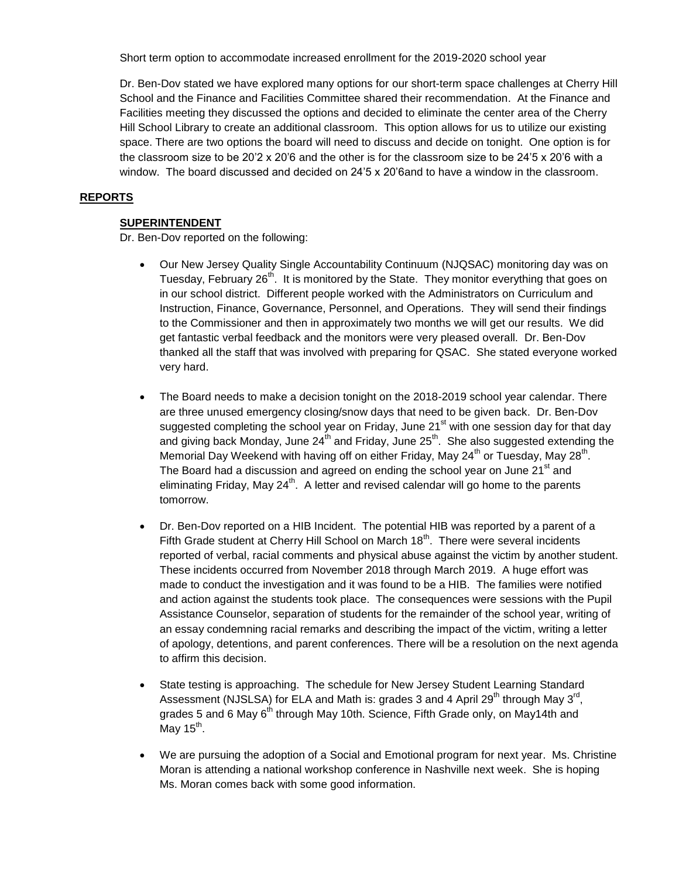Short term option to accommodate increased enrollment for the 2019-2020 school year

Dr. Ben-Dov stated we have explored many options for our short-term space challenges at Cherry Hill School and the Finance and Facilities Committee shared their recommendation. At the Finance and Facilities meeting they discussed the options and decided to eliminate the center area of the Cherry Hill School Library to create an additional classroom. This option allows for us to utilize our existing space. There are two options the board will need to discuss and decide on tonight. One option is for the classroom size to be 20'2 x 20'6 and the other is for the classroom size to be 24'5 x 20'6 with a window. The board discussed and decided on 24'5 x 20'6and to have a window in the classroom.

## REPORTS

### SUPERINTENDENT

Dr. Ben-Dov reported on the following:

- Our New Jersey Quality Single Accountability Continuum (NJQSAC) monitoring day was on Tuesday, February 26th. It is monitored by the State. They monitor everything that goes on in our school district. Different people worked with the Administrators on Curriculum and Instruction, Finance, Governance, Personnel, and Operations. They will send their findings to the Commissioner and then in approximately two months we will get our results. We did get fantastic verbal feedback and the monitors were very pleased overall. Dr. Ben-Dov thanked all the staff that was involved with preparing for QSAC. She stated everyone worked very hard.

- The Board needs to make a decision tonight on the 2018-2019 school year calendar. There are three unused emergency closing/snow days that need to be given back. Dr. Ben-Dov suggested completing the school year on Friday, June 21st with one session day for that day and giving back Monday, June 24th and Friday, June 25th. She also suggested extending the Memorial Day Weekend with having off on either Friday, May 24th or Tuesday, May 28th. The Board had a discussion and agreed on ending the school year on June 21st and eliminating Friday, May 24th. A letter and revised calendar will go home to the parents tomorrow.

- Dr. Ben-Dov reported on a HIB Incident. The potential HIB was reported by a parent of a Fifth Grade student at Cherry Hill School on March 18th. There were several incidents reported of verbal, racial comments and physical abuse against the victim by another student. These incidents occurred from November 2018 through March 2019. A huge effort was made to conduct the investigation and it was found to be a HIB. The families were notified and action against the students took place. The consequences were sessions with the Pupil Assistance Counselor, separation of students for the remainder of the school year, writing of an essay condemning racial remarks and describing the impact of the victim, writing a letter of apology, detentions, and parent conferences. There will be a resolution on the next agenda to affirm this decision.

- State testing is approaching. The schedule for New Jersey Student Learning Standard Assessment (NJSLSA) for ELA and Math is: grades 3 and 4 April 29th through May 3rd, grades 5 and 6 May 6th through May 10th. Science, Fifth Grade only, on May14th and May 15th.

- We are pursuing the adoption of a Social and Emotional program for next year. Ms. Christine Moran is attending a national workshop conference in Nashville next week. She is hoping Ms. Moran comes back with some good information.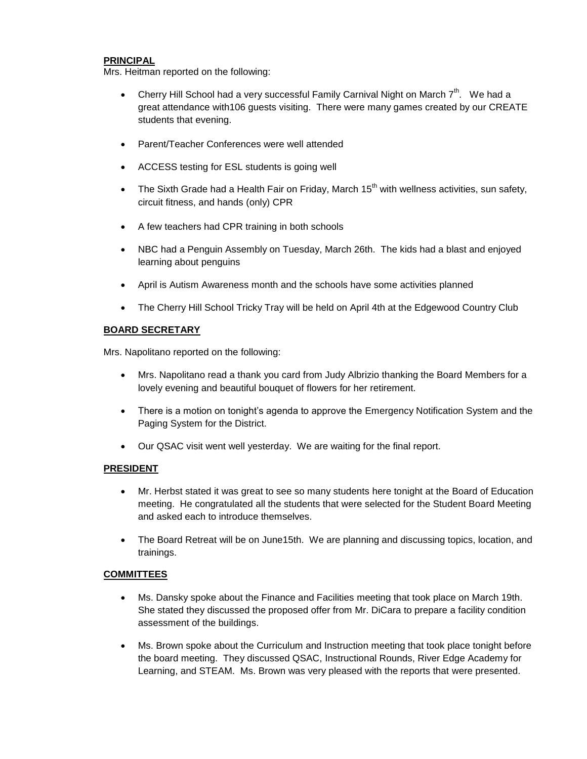**PRINCIPAL**

Mrs. Heitman reported on the following:

- Cherry Hill School had a very successful Family Carnival Night on March 7th. We had a great attendance with106 guests visiting. There were many games created by our CREATE students that evening.
- Parent/Teacher Conferences were well attended
- ACCESS testing for ESL students is going well
- The Sixth Grade had a Health Fair on Friday, March 15th with wellness activities, sun safety, circuit fitness, and hands (only) CPR
- A few teachers had CPR training in both schools
- NBC had a Penguin Assembly on Tuesday, March 26th. The kids had a blast and enjoyed learning about penguins
- April is Autism Awareness month and the schools have some activities planned
- The Cherry Hill School Tricky Tray will be held on April 4th at the Edgewood Country Club

**BOARD SECRETARY**

Mrs. Napolitano reported on the following:

- Mrs. Napolitano read a thank you card from Judy Albrizio thanking the Board Members for a lovely evening and beautiful bouquet of flowers for her retirement.
- There is a motion on tonight's agenda to approve the Emergency Notification System and the Paging System for the District.
- Our QSAC visit went well yesterday. We are waiting for the final report.

**PRESIDENT**

- Mr. Herbst stated it was great to see so many students here tonight at the Board of Education meeting. He congratulated all the students that were selected for the Student Board Meeting and asked each to introduce themselves.
- The Board Retreat will be on June15th. We are planning and discussing topics, location, and trainings.

**COMMITTEES**

- Ms. Dansky spoke about the Finance and Facilities meeting that took place on March 19th. She stated they discussed the proposed offer from Mr. DiCara to prepare a facility condition assessment of the buildings.
- Ms. Brown spoke about the Curriculum and Instruction meeting that took place tonight before the board meeting. They discussed QSAC, Instructional Rounds, River Edge Academy for Learning, and STEAM. Ms. Brown was very pleased with the reports that were presented.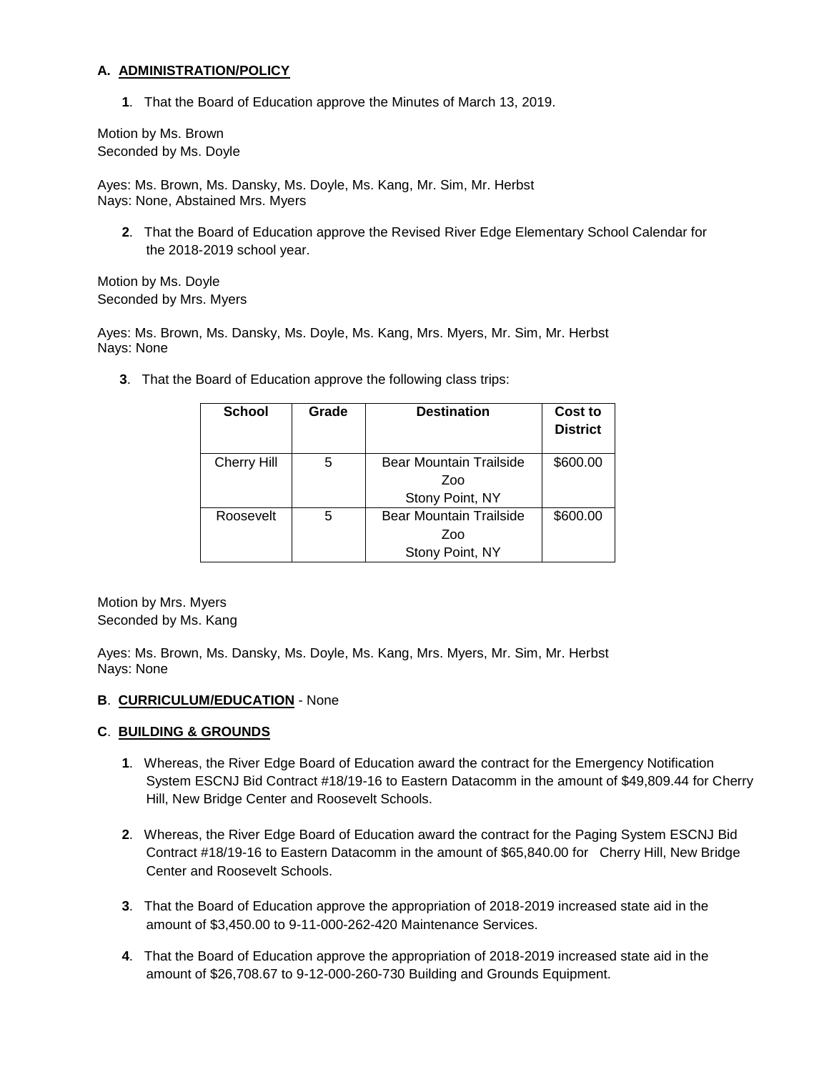### A. <u>ADMINISTRATION/POLICY</u>

**1**. That the Board of Education approve the Minutes of March 13, 2019.

Motion by Ms. Brown
Seconded by Ms. Doyle

Ayes: Ms. Brown, Ms. Dansky, Ms. Doyle, Ms. Kang, Mr. Sim, Mr. Herbst
Nays: None, Abstained Mrs. Myers

**2**. That the Board of Education approve the Revised River Edge Elementary School Calendar for the 2018-2019 school year.

Motion by Ms. Doyle
Seconded by Mrs. Myers

Ayes: Ms. Brown, Ms. Dansky, Ms. Doyle, Ms. Kang, Mrs. Myers, Mr. Sim, Mr. Herbst
Nays: None

**3**. That the Board of Education approve the following class trips:

| School | Grade | Destination | Cost to District |
|---|---|---|---|
| Cherry Hill | 5 | Bear Mountain Trailside Zoo Stony Point, NY | $600.00 |
| Roosevelt | 5 | Bear Mountain Trailside Zoo Stony Point, NY | $600.00 |

Motion by Mrs. Myers
Seconded by Ms. Kang

Ayes: Ms. Brown, Ms. Dansky, Ms. Doyle, Ms. Kang, Mrs. Myers, Mr. Sim, Mr. Herbst
Nays: None

### B. <u>CURRICULUM/EDUCATION</u> - None

### C. <u>BUILDING & GROUNDS</u>

**1**. Whereas, the River Edge Board of Education award the contract for the Emergency Notification System ESCNJ Bid Contract #18/19-16 to Eastern Datacomm in the amount of $49,809.44 for Cherry Hill, New Bridge Center and Roosevelt Schools.

**2**. Whereas, the River Edge Board of Education award the contract for the Paging System ESCNJ Bid Contract #18/19-16 to Eastern Datacomm in the amount of $65,840.00 for Cherry Hill, New Bridge Center and Roosevelt Schools.

**3**. That the Board of Education approve the appropriation of 2018-2019 increased state aid in the amount of $3,450.00 to 9-11-000-262-420 Maintenance Services.

**4**. That the Board of Education approve the appropriation of 2018-2019 increased state aid in the amount of $26,708.67 to 9-12-000-260-730 Building and Grounds Equipment.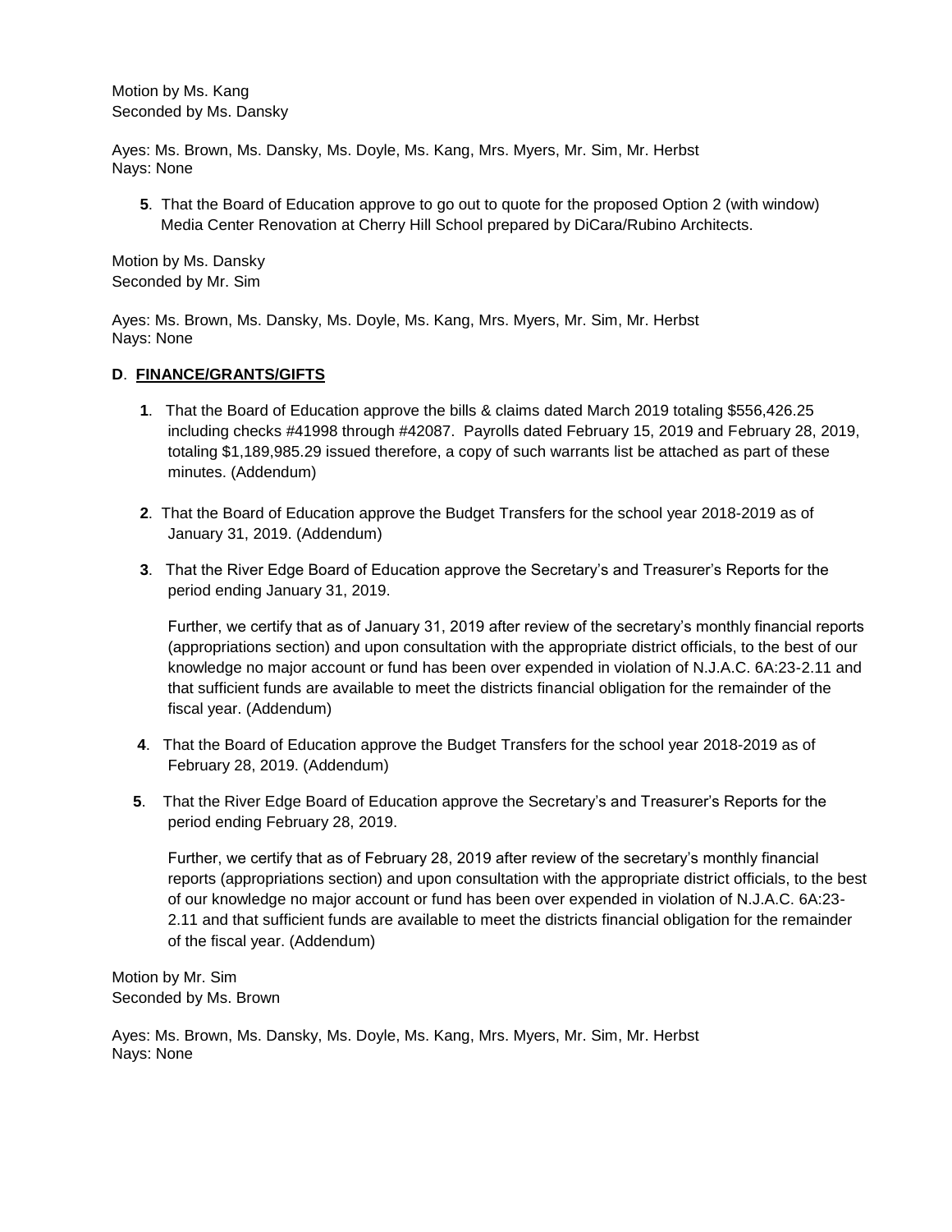Motion by Ms. Kang
Seconded by Ms. Dansky

Ayes: Ms. Brown, Ms. Dansky, Ms. Doyle, Ms. Kang, Mrs. Myers, Mr. Sim, Mr. Herbst
Nays: None

**5**. That the Board of Education approve to go out to quote for the proposed Option 2 (with window) Media Center Renovation at Cherry Hill School prepared by DiCara/Rubino Architects.

Motion by Ms. Dansky
Seconded by Mr. Sim

Ayes: Ms. Brown, Ms. Dansky, Ms. Doyle, Ms. Kang, Mrs. Myers, Mr. Sim, Mr. Herbst
Nays: None

**D**. **FINANCE/GRANTS/GIFTS**

**1**. That the Board of Education approve the bills & claims dated March 2019 totaling $556,426.25 including checks #41998 through #42087. Payrolls dated February 15, 2019 and February 28, 2019, totaling $1,189,985.29 issued therefore, a copy of such warrants list be attached as part of these minutes. (Addendum)

**2**. That the Board of Education approve the Budget Transfers for the school year 2018-2019 as of January 31, 2019. (Addendum)

**3**. That the River Edge Board of Education approve the Secretary's and Treasurer's Reports for the period ending January 31, 2019.

Further, we certify that as of January 31, 2019 after review of the secretary's monthly financial reports (appropriations section) and upon consultation with the appropriate district officials, to the best of our knowledge no major account or fund has been over expended in violation of N.J.A.C. 6A:23-2.11 and that sufficient funds are available to meet the districts financial obligation for the remainder of the fiscal year. (Addendum)

**4**. That the Board of Education approve the Budget Transfers for the school year 2018-2019 as of February 28, 2019. (Addendum)

**5**. That the River Edge Board of Education approve the Secretary's and Treasurer's Reports for the period ending February 28, 2019.

Further, we certify that as of February 28, 2019 after review of the secretary's monthly financial reports (appropriations section) and upon consultation with the appropriate district officials, to the best of our knowledge no major account or fund has been over expended in violation of N.J.A.C. 6A:23-2.11 and that sufficient funds are available to meet the districts financial obligation for the remainder of the fiscal year. (Addendum)

Motion by Mr. Sim
Seconded by Ms. Brown

Ayes: Ms. Brown, Ms. Dansky, Ms. Doyle, Ms. Kang, Mrs. Myers, Mr. Sim, Mr. Herbst
Nays: None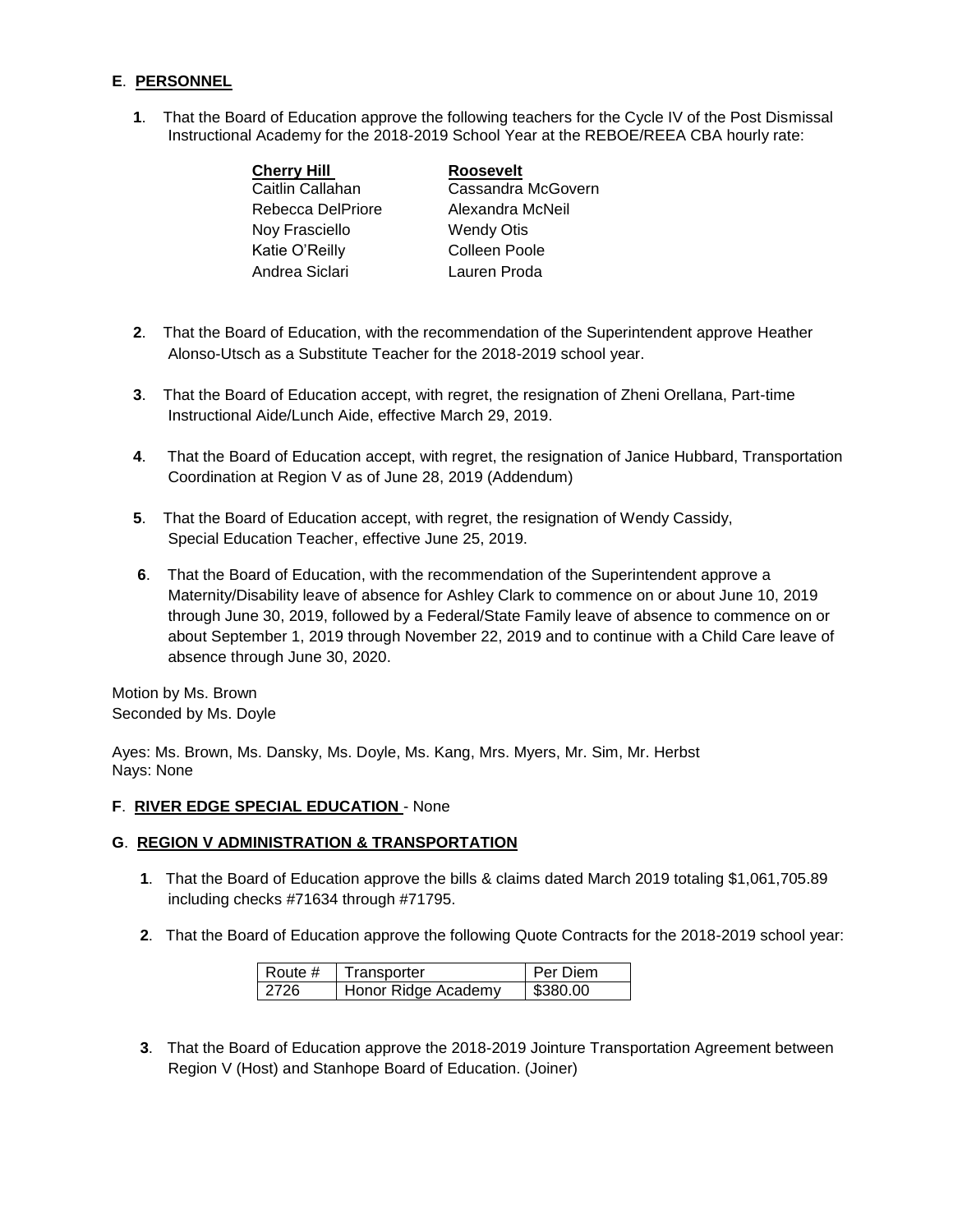**E**. **PERSONNEL**

**1**. That the Board of Education approve the following teachers for the Cycle IV of the Post Dismissal Instructional Academy for the 2018-2019 School Year at the REBOE/REEA CBA hourly rate:

| **Cherry Hill** | **Roosevelt** |
|---|---|
| Caitlin Callahan | Cassandra McGovern |
| Rebecca DelPriore | Alexandra McNeil |
| Noy Frasciello | Wendy Otis |
| Katie O'Reilly | Colleen Poole |
| Andrea Siclari | Lauren Proda |

**2**. That the Board of Education, with the recommendation of the Superintendent approve Heather Alonso-Utsch as a Substitute Teacher for the 2018-2019 school year.

**3**. That the Board of Education accept, with regret, the resignation of Zheni Orellana, Part-time Instructional Aide/Lunch Aide, effective March 29, 2019.

**4**. That the Board of Education accept, with regret, the resignation of Janice Hubbard, Transportation Coordination at Region V as of June 28, 2019 (Addendum)

**5**. That the Board of Education accept, with regret, the resignation of Wendy Cassidy, Special Education Teacher, effective June 25, 2019.

**6**. That the Board of Education, with the recommendation of the Superintendent approve a Maternity/Disability leave of absence for Ashley Clark to commence on or about June 10, 2019 through June 30, 2019, followed by a Federal/State Family leave of absence to commence on or about September 1, 2019 through November 22, 2019 and to continue with a Child Care leave of absence through June 30, 2020.

Motion by Ms. Brown
Seconded by Ms. Doyle

Ayes: Ms. Brown, Ms. Dansky, Ms. Doyle, Ms. Kang, Mrs. Myers, Mr. Sim, Mr. Herbst
Nays: None

**F**. **RIVER EDGE SPECIAL EDUCATION** - None

**G**. **REGION V ADMINISTRATION & TRANSPORTATION**

**1**. That the Board of Education approve the bills & claims dated March 2019 totaling $1,061,705.89 including checks #71634 through #71795.

**2**. That the Board of Education approve the following Quote Contracts for the 2018-2019 school year:

| Route # | Transporter | Per Diem |
|---|---|---|
| 2726 | Honor Ridge Academy | $380.00 |

**3**. That the Board of Education approve the 2018-2019 Jointure Transportation Agreement between Region V (Host) and Stanhope Board of Education. (Joiner)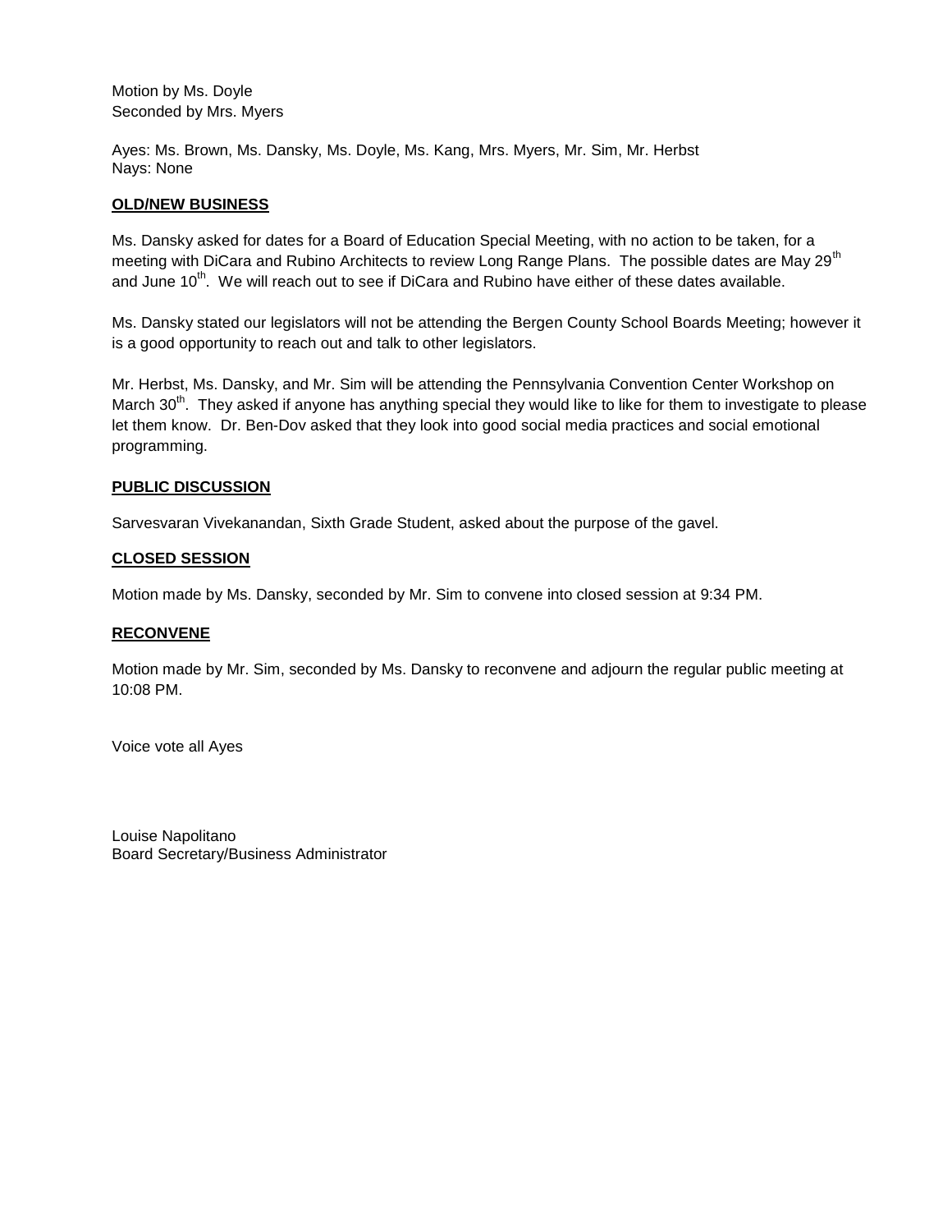Motion by Ms. Doyle
Seconded by Mrs. Myers

Ayes: Ms. Brown, Ms. Dansky, Ms. Doyle, Ms. Kang, Mrs. Myers, Mr. Sim, Mr. Herbst
Nays: None

**OLD/NEW BUSINESS**

Ms. Dansky asked for dates for a Board of Education Special Meeting, with no action to be taken, for a meeting with DiCara and Rubino Architects to review Long Range Plans. The possible dates are May 29th and June 10th. We will reach out to see if DiCara and Rubino have either of these dates available.

Ms. Dansky stated our legislators will not be attending the Bergen County School Boards Meeting; however it is a good opportunity to reach out and talk to other legislators.

Mr. Herbst, Ms. Dansky, and Mr. Sim will be attending the Pennsylvania Convention Center Workshop on March 30th. They asked if anyone has anything special they would like to like for them to investigate to please let them know. Dr. Ben-Dov asked that they look into good social media practices and social emotional programming.

**PUBLIC DISCUSSION**

Sarvesvaran Vivekanandan, Sixth Grade Student, asked about the purpose of the gavel.

**CLOSED SESSION**

Motion made by Ms. Dansky, seconded by Mr. Sim to convene into closed session at 9:34 PM.

**RECONVENE**

Motion made by Mr. Sim, seconded by Ms. Dansky to reconvene and adjourn the regular public meeting at 10:08 PM.

Voice vote all Ayes

Louise Napolitano
Board Secretary/Business Administrator